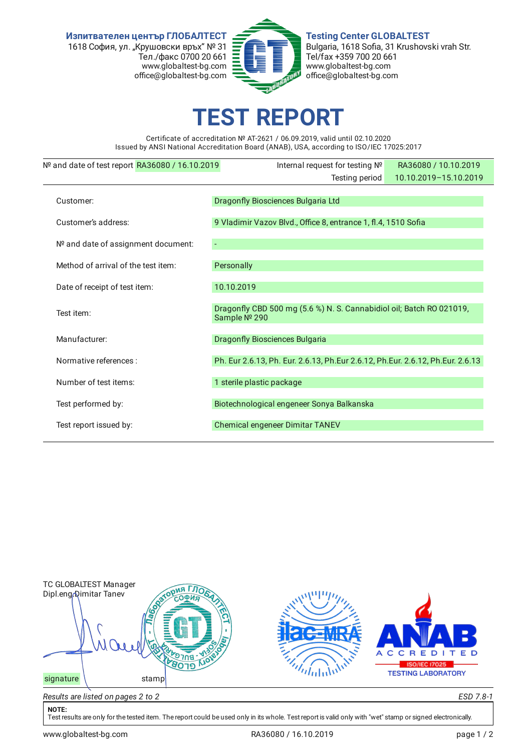Изпитвателен център ГЛОБАЛТЕСТ
1618 София, ул. „Крушовски връх" № 31
Тел./факс 0700 20 661
www.globaltest-bg.com
office@globaltest-bg.com

Testing Center GLOBALTEST
Bulgaria, 1618 Sofia, 31 Krushovski vrah Str.
Tel/fax +359 700 20 661
www.globaltest-bg.com
office@globaltest-bg.com

# TEST REPORT

Certificate of accreditation № AT-2621 / 06.09.2019, valid until 02.10.2020
Issued by ANSI National Accreditation Board (ANAB), USA, according to ISO/IEC 17025:2017

| № and date of test report | RA36080 / 16.10.2019 | Internal request for testing № | RA36080 / 10.10.2019 |
|---|---|---|---|
| | | Testing period | 10.10.2019–15.10.2019 |

| | |
|---|---|
| Customer: | Dragonfly Biosciences Bulgaria Ltd |
| Customer's address: | 9 Vladimir Vazov Blvd., Office 8, entrance 1, fl.4, 1510 Sofia |
| № and date of assignment document: | - |
| Method of arrival of the test item: | Personally |
| Date of receipt of test item: | 10.10.2019 |
| Test item: | Dragonfly CBD 500 mg (5.6 %) N. S. Cannabidiol oil; Batch RO 021019, Sample № 290 |
| Manufacturer: | Dragonfly Biosciences Bulgaria |
| Normative references : | Ph. Eur 2.6.13, Ph. Eur. 2.6.13, Ph.Eur 2.6.12, Ph.Eur. 2.6.12, Ph.Eur. 2.6.13 |
| Number of test items: | 1 sterile plastic package |
| Test performed by: | Biotechnological engeneer Sonya Balkanska |
| Test report issued by: | Chemical engeneer Dimitar TANEV |

TC GLOBALTEST Manager
Dipl.eng Dimitar Tanev

signature stamp

*Results are listed on pages 2 to 2* *ESD 7.8-1*

**NOTE:**
Test results are only for the tested item. The report could be used only in its whole. Test report is valid only with "wet" stamp or signed electronically.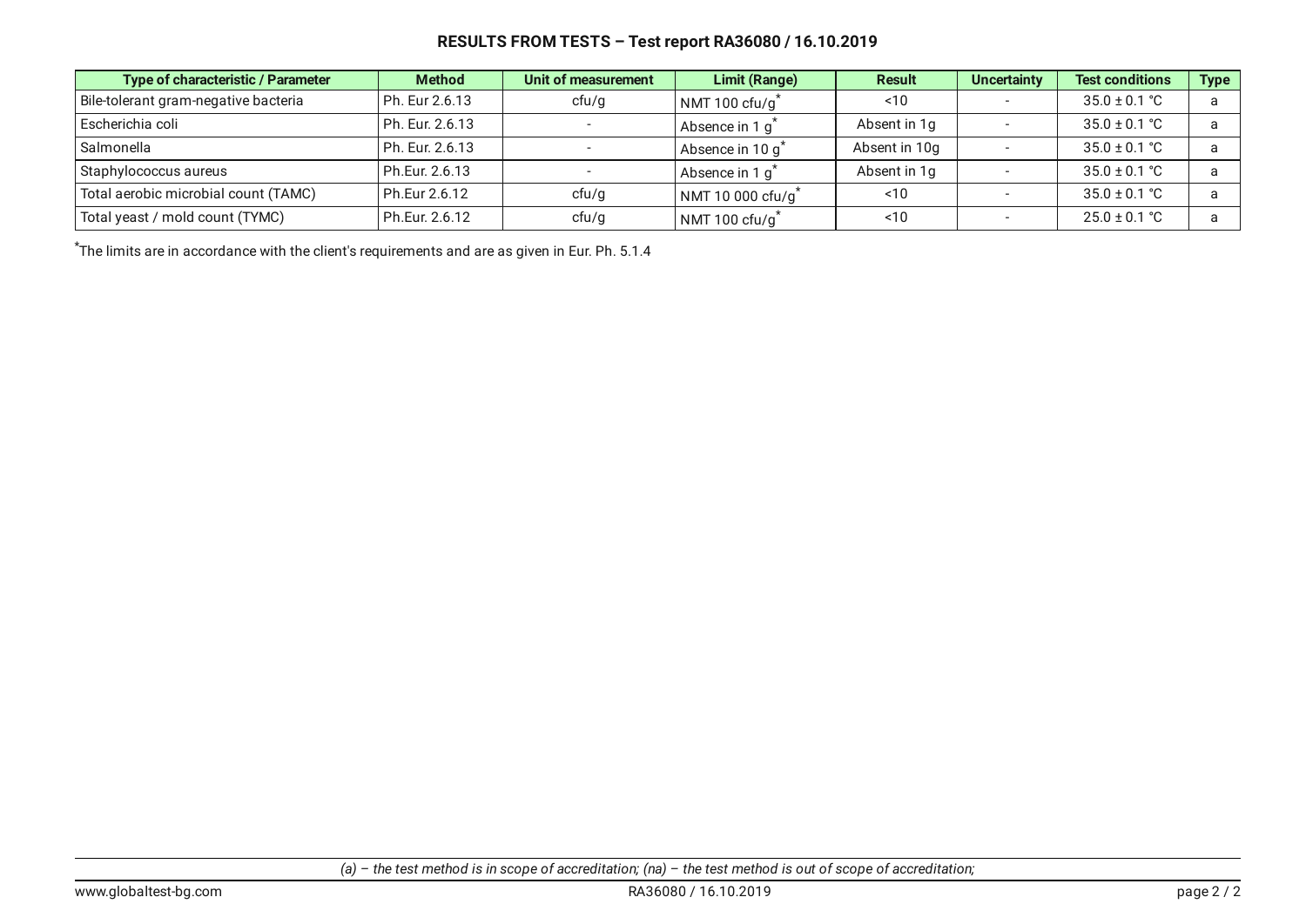## RESULTS FROM TESTS – Test report RA36080 / 16.10.2019

| Type of characteristic / Parameter | Method | Unit of measurement | Limit (Range) | Result | Uncertainty | Test conditions | Type |
|---|---|---|---|---|---|---|---|
| Bile-tolerant gram-negative bacteria | Ph. Eur 2.6.13 | cfu/g | NMT 100 cfu/g* | <10 | - | 35.0 ± 0.1 °C | a |
| Escherichia coli | Ph. Eur. 2.6.13 | - | Absence in 1 g* | Absent in 1g | - | 35.0 ± 0.1 °C | a |
| Salmonella | Ph. Eur. 2.6.13 | - | Absence in 10 g* | Absent in 10g | - | 35.0 ± 0.1 °C | a |
| Staphylococcus aureus | Ph.Eur. 2.6.13 | - | Absence in 1 g* | Absent in 1g | - | 35.0 ± 0.1 °C | a |
| Total aerobic microbial count (TAMC) | Ph.Eur 2.6.12 | cfu/g | NMT 10 000 cfu/g* | <10 | - | 35.0 ± 0.1 °C | a |
| Total yeast / mold count (TYMC) | Ph.Eur. 2.6.12 | cfu/g | NMT 100 cfu/g* | <10 | - | 25.0 ± 0.1 °C | a |

*The limits are in accordance with the client's requirements and are as given in Eur. Ph. 5.1.4

*(a) – the test method is in scope of accreditation; (na) – the test method is out of scope of accreditation;*